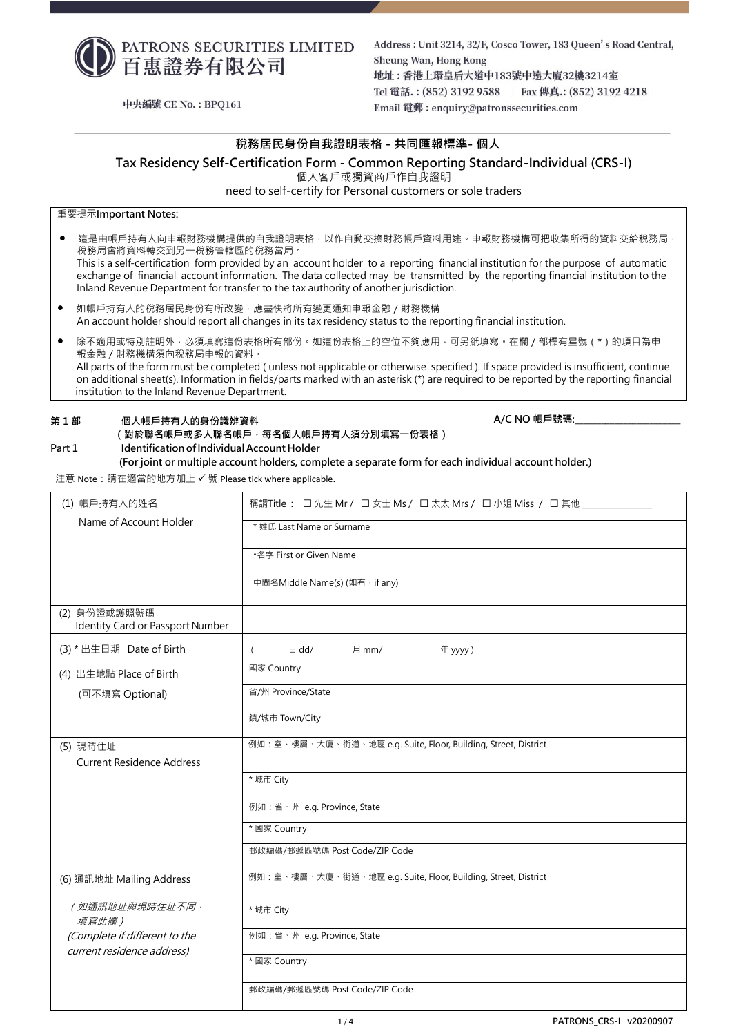PATRONS SECURITIES LIMITED
百惠證券有限公司

中央編號 CE No. : BPQ161

Address : Unit 3214, 32/F, Cosco Tower, 183 Queen's Road Central, Sheung Wan, Hong Kong
地址：香港上環皇后大道中183號中遠大廈32樓3214室
Tel 電話. : (852) 3192 9588 | Fax 傳真.: (852) 3192 4218
Email 電郵 : enquiry@patronssecurities.com

## 稅務居民身份自我證明表格 - 共同匯報標準- 個人

## Tax Residency Self-Certification Form - Common Reporting Standard-Individual (CRS-I)

個人客戶或獨資商戶作自我證明
need to self-certify for Personal customers or sole traders

重要提示Important Notes:

- 這是由帳戶持有人向申報財務機構提供的自我證明表格，以作自動交換財務帳戶資料用途。申報財務機構可把收集所得的資料交給稅務局，稅務局會將資料轉交到另一稅務管轄區的稅務當局。
  This is a self-certification form provided by an account holder to a reporting financial institution for the purpose of automatic exchange of financial account information. The data collected may be transmitted by the reporting financial institution to the Inland Revenue Department for transfer to the tax authority of another jurisdiction.
- 如帳戶持有人的稅務居民身份有所改變，應盡快將所有變更通知申報金融 / 財務機構
  An account holder should report all changes in its tax residency status to the reporting financial institution.
- 除不適用或特別註明外，必須填寫這份表格所有部份。如這份表格上的空位不夠應用，可另紙填寫。在欄 / 部標有星號 ( * ) 的項目為申報金融 / 財務機構須向稅務局申報的資料。
  All parts of the form must be completed ( unless not applicable or otherwise specified ). If space provided is insufficient, continue on additional sheet(s). Information in fields/parts marked with an asterisk (*) are required to be reported by the reporting financial institution to the Inland Revenue Department.

**第 1 部 個人帳戶持有人的身份識辨資料**
**( 對於聯名帳戶或多人聯名帳戶，每名個人帳戶持有人須分別填寫一份表格 )**

**A/C NO 帳戶號碼:____________________**

**Part 1 Identification of Individual Account Holder**
**(For joint or multiple account holders, complete a separate form for each individual account holder.)**

注意 Note：請在適當的地方加上 ✓ 號 Please tick where applicable.

| | |
|---|---|
| (1) 帳戶持有人的姓名<br>Name of Account Holder | 稱謂Title： ☐ 先生 Mr / ☐ 女士 Ms / ☐ 太太 Mrs / ☐ 小姐 Miss / ☐ 其他 ______________ |
| | * 姓氏 Last Name or Surname |
| | *名字 First or Given Name |
| | 中間名Middle Name(s) (如有，if any) |
| (2) 身份證或護照號碼<br>Identity Card or Passport Number | |
| (3) * 出生日期 Date of Birth | ( 日 dd/ 月 mm/ 年 yyyy ) |
| (4) 出生地點 Place of Birth<br>(可不填寫 Optional) | 國家 Country |
| | 省/州 Province/State |
| | 鎮/城市 Town/City |
| (5) 現時住址<br>Current Residence Address | 例如：室、樓層、大廈、街道、地區 e.g. Suite, Floor, Building, Street, District |
| | * 城市 City |
| | 例如：省、州 e.g. Province, State |
| | * 國家 Country |
| | 郵政編碼/郵遞區號碼 Post Code/ZIP Code |
| (6) 通訊地址 Mailing Address<br>*( 如通訊地址與現時住址不同，填寫此欄 )*<br>*(Complete if different to the current residence address)* | 例如：室、樓層、大廈、街道、地區 e.g. Suite, Floor, Building, Street, District |
| | * 城市 City |
| | 例如：省、州 e.g. Province, State |
| | * 國家 Country |
| | 郵政編碼/郵遞區號碼 Post Code/ZIP Code |

PATRONS_CRS-I v20200907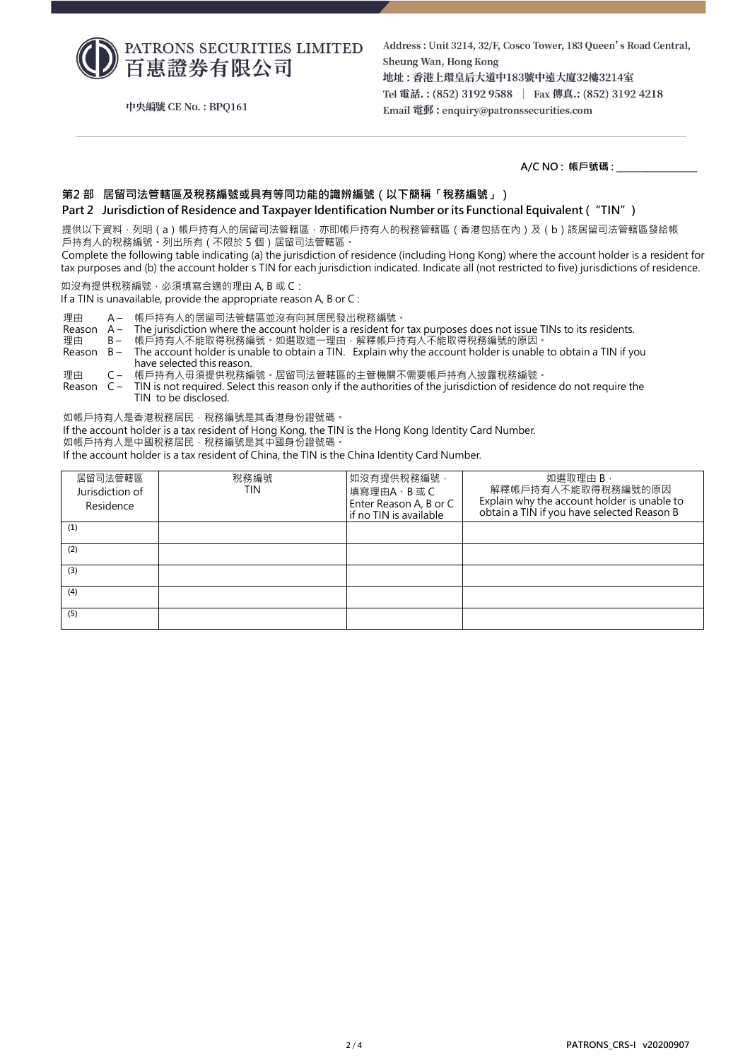PATRONS SECURITIES LIMITED
百惠證券有限公司

中央編號 CE No. : BPQ161

Address : Unit 3214, 32/F, Cosco Tower, 183 Queen' s Road Central, Sheung Wan, Hong Kong
地址：香港上環皇后大道中183號中遠大廈32樓3214室
Tel 電話.: (852) 3192 9588 | Fax 傳真.: (852) 3192 4218
Email 電郵：enquiry@patronssecurities.com

A/C NO：帳戶號碼：_______________

## 第2 部　居留司法管轄區及稅務編號或具有等同功能的識辨編號（以下簡稱「稅務編號」）
## Part 2　Jurisdiction of Residence and Taxpayer Identification Number or its Functional Equivalent (“TIN”)

提供以下資料，列明（a）帳戶持有人的居留司法管轄區，亦即帳戶持有人的稅務管轄區（香港包括在內）及（b）該居留司法管轄區發給帳戶持有人的稅務編號。列出所有（不限於 5 個）居留司法管轄區。
Complete the following table indicating (a) the jurisdiction of residence (including Hong Kong) where the account holder is a resident for tax purposes and (b) the account holder s TIN for each jurisdiction indicated. Indicate all (not restricted to five) jurisdictions of residence.

如沒有提供稅務編號，必須填寫合適的理由 A, B 或 C：
If a TIN is unavailable, provide the appropriate reason A, B or C :

理由 A – 帳戶持有人的居留司法管轄區並沒有向其居民發出稅務編號。
Reason A – The jurisdiction where the account holder is a resident for tax purposes does not issue TINs to its residents.
理由 B – 帳戶持有人不能取得稅務編號。如選取這一理由，解釋帳戶持有人不能取得稅務編號的原因。
Reason B – The account holder is unable to obtain a TIN. Explain why the account holder is unable to obtain a TIN if you have selected this reason.
理由 C – 帳戶持有人毋須提供稅務編號。居留司法管轄區的主管機關不需要帳戶持有人披露稅務編號。
Reason C – TIN is not required. Select this reason only if the authorities of the jurisdiction of residence do not require the TIN to be disclosed.

如帳戶持有人是香港稅務居民，稅務編號是其香港身份證號碼。
If the account holder is a tax resident of Hong Kong, the TIN is the Hong Kong Identity Card Number.
如帳戶持有人是中國稅務居民，稅務編號是其中國身份證號碼。
If the account holder is a tax resident of China, the TIN is the China Identity Card Number.

| 居留司法管轄區 Jurisdiction of Residence | 稅務編號 TIN | 如沒有提供稅務編號，填寫理由A、B 或 C Enter Reason A, B or C if no TIN is available | 如選取理由 B，解釋帳戶持有人不能取得稅務編號的原因 Explain why the account holder is unable to obtain a TIN if you have selected Reason B |
|---|---|---|---|
| (1) | | | |
| (2) | | | |
| (3) | | | |
| (4) | | | |
| (5) | | | |

PATRONS_CRS-I v20200907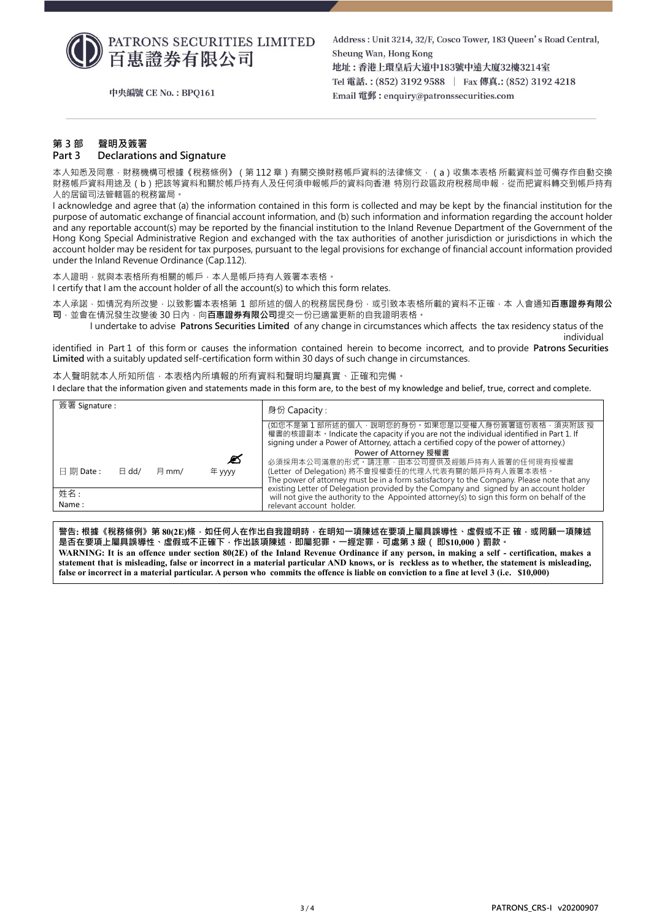PATRONS SECURITIES LIMITED
百惠證券有限公司

中央編號 CE No. : BPQ161

Address : Unit 3214, 32/F, Cosco Tower, 183 Queen's Road Central, Sheung Wan, Hong Kong
地址：香港上環皇后大道中183號中遠大廈32樓3214室
Tel 電話. : (852) 3192 9588 | Fax 傳真.: (852) 3192 4218
Email 電郵 : enquiry@patronssecurities.com

## 第 3 部 聲明及簽署
## Part 3 Declarations and Signature

本人知悉及同意，財務機構可根據《稅務條例》（第 112 章）有關交換財務帳戶資料的法律條文，（a）收集本表格所載資料並可備存作自動交換財務帳戶資料用途及（b）把該等資料和關於帳戶持有人及任何須申報帳戶的資料向香港特別行政區政府稅務局申報，從而把資料轉交到帳戶持有人的居留司法管轄區的稅務當局。

I acknowledge and agree that (a) the information contained in this form is collected and may be kept by the financial institution for the purpose of automatic exchange of financial account information, and (b) such information and information regarding the account holder and any reportable account(s) may be reported by the financial institution to the Inland Revenue Department of the Government of the Hong Kong Special Administrative Region and exchanged with the tax authorities of another jurisdiction or jurisdictions in which the account holder may be resident for tax purposes, pursuant to the legal provisions for exchange of financial account information provided under the Inland Revenue Ordinance (Cap.112).

本人證明，就與本表格所有相關的帳戶，本人是帳戶持有人簽署本表格。

I certify that I am the account holder of all the account(s) to which this form relates.

本人承諾，如情況有所改變，以致影響本表格第 1 部所述的個人的稅務居民身份，或引致本表格所載的資料不正確，本人會通知**百惠證券有限公司**，並會在情況發生改變後 30 日內，向**百惠證券有限公司**提交一份已適當更新的自我證明表格。

I undertake to advise **Patrons Securities Limited** of any change in circumstances which affects the tax residency status of the individual identified in Part 1 of this form or causes the information contained herein to become incorrect, and to provide **Patrons Securities Limited** with a suitably updated self-certification form within 30 days of such change in circumstances.

本人聲明就本人所知所信，本表格內所填報的所有資料和聲明均屬真實、正確和完備。

I declare that the information given and statements made in this form are, to the best of my knowledge and belief, true, correct and complete.

| 簽署 Signature : | 身份 Capacity : |
|---|---|
| 日 期 Date : 日 dd/ 月 mm/ 年 yyyy | (如您不是第 1 部所述的個人，說明您的身份。如果您是以受權人身份簽署這份表格，須夾附該授權書的核證副本。Indicate the capacity if you are not the individual identified in Part 1. If signing under a Power of Attorney, attach a certified copy of the power of attorney.)<br>**Power of Attorney 授權書**<br>必須採用本公司滿意的形式。請注意，由本公司提供及經賬戶持有人簽署的任何現有授權書(Letter of Delegation) 將不會授權委任的代理人代表有關的賬戶持有人簽署本表格。<br>The power of attorney must be in a form satisfactory to the Company. Please note that any existing Letter of Delegation provided by the Company and signed by an account holder will not give the authority to the Appointed attorney(s) to sign this form on behalf of the relevant account holder. |
| 姓名 :<br>Name : | |

**警告: 根據《稅務條例》第 80(2E)條，如任何人在作出自我證明時，在明知一項陳述在要項上屬具誤導性、虛假或不正確，或罔顧一項陳述是否在要項上屬具誤導性、虛假或不正確下，作出該項陳述，即屬犯罪。一經定罪，可處第 3 級（即$10,000）罰款。**

**WARNING: It is an offence under section 80(2E) of the Inland Revenue Ordinance if any person, in making a self - certification, makes a statement that is misleading, false or incorrect in a material particular AND knows, or is reckless as to whether, the statement is misleading, false or incorrect in a material particular. A person who commits the offence is liable on conviction to a fine at level 3 (i.e. $10,000)**

PATRONS_CRS-I v20200907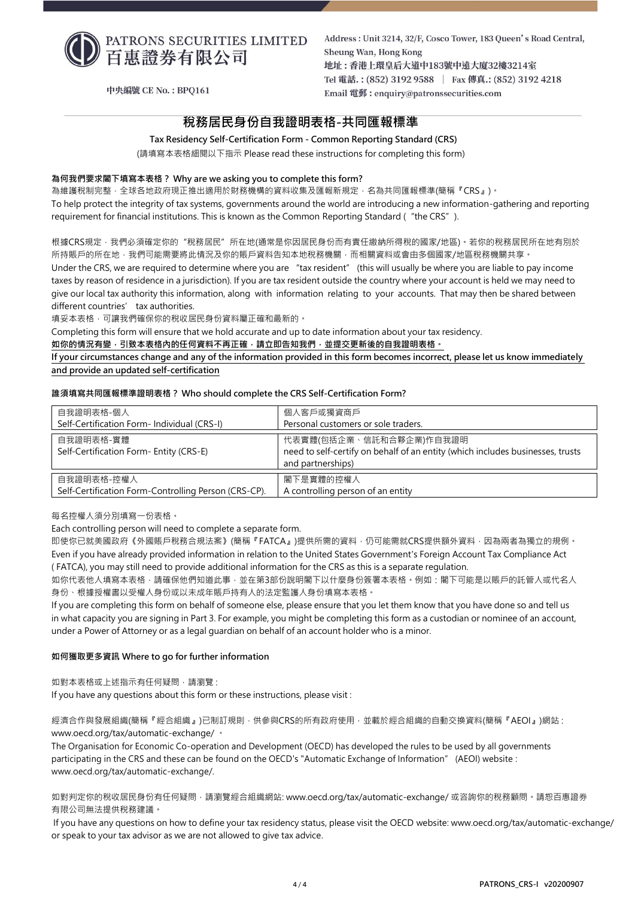PATRONS SECURITIES LIMITED
百惠證券有限公司

中央編號 CE No. : BPQ161

Address : Unit 3214, 32/F, Cosco Tower, 183 Queen's Road Central, Sheung Wan, Hong Kong
地址：香港上環皇后大道中183號中遠大廈32樓3214室
Tel 電話. : (852) 3192 9588 | Fax 傳真. : (852) 3192 4218
Email 電郵 : enquiry@patronssecurities.com

# 稅務居民身份自我證明表格-共同匯報標準

Tax Residency Self-Certification Form - Common Reporting Standard (CRS)

(請填寫本表格細閱以下指示 Please read these instructions for completing this form)

**為何我們要求閣下填寫本表格？ Why are we asking you to complete this form?**

為維護稅制完整，全球各地政府現正推出適用於財務機構的資料收集及匯報新規定，名為共同匯報標準(簡稱『CRS』)。

To help protect the integrity of tax systems, governments around the world are introducing a new information-gathering and reporting requirement for financial institutions. This is known as the Common Reporting Standard ( "the CRS").

根據CRS規定，我們必須確定你的"稅務居民"所在地(通常是你因居民身份而有責任繳納所得稅的國家/地區)。若你的稅務居民所在地有別於所持賬戶的所在地，我們可能需要將此情況及你的賬戶資料告知本地稅務機關，而相關資料或會由多個國家/地區稅務機關共享。

Under the CRS, we are required to determine where you are "tax resident" (this will usually be where you are liable to pay income taxes by reason of residence in a jurisdiction). If you are tax resident outside the country where your account is held we may need to give our local tax authority this information, along with information relating to your accounts. That may then be shared between different countries' tax authorities.

填妥本表格，可讓我們確保你的稅收居民身份資料屬正確和最新的。

Completing this form will ensure that we hold accurate and up to date information about your tax residency.

**如你的情況有變，引致本表格內的任何資料不再正確，請立即告知我們，並提交更新後的自我證明表格。**

**If your circumstances change and any of the information provided in this form becomes incorrect, please let us know immediately and provide an updated self-certification**

**誰須填寫共同匯報標準證明表格？ Who should complete the CRS Self-Certification Form?**

| | |
|---|---|
| 自我證明表格-個人<br>Self-Certification Form- Individual (CRS-I) | 個人客戶或獨資商戶<br>Personal customers or sole traders. |
| 自我證明表格-實體<br>Self-Certification Form- Entity (CRS-E) | 代表實體(包括企業、信託和合夥企業)作自我證明<br>need to self-certify on behalf of an entity (which includes businesses, trusts and partnerships) |
| 自我證明表格-控權人<br>Self-Certification Form-Controlling Person (CRS-CP). | 閣下是實體的控權人<br>A controlling person of an entity |

每名控權人須分別填寫一份表格。

Each controlling person will need to complete a separate form.

即使你已就美國政府《外國賬戶稅務合規法案》(簡稱『FATCA』)提供所需的資料，仍可能需就CRS提供額外資料，因為兩者為獨立的規例。

Even if you have already provided information in relation to the United States Government's Foreign Account Tax Compliance Act ( FATCA), you may still need to provide additional information for the CRS as this is a separate regulation.

如你代表他人填寫本表格，請確保他們知道此事，並在第3部份說明閣下以什麼身份簽署本表格。例如：閣下可能是以賬戶的託管人或代名人身份、根據授權書以受權人身份或以未成年賬戶持有人的法定監護人身份填寫本表格。

If you are completing this form on behalf of someone else, please ensure that you let them know that you have done so and tell us in what capacity you are signing in Part 3. For example, you might be completing this form as a custodian or nominee of an account, under a Power of Attorney or as a legal guardian on behalf of an account holder who is a minor.

**如何獲取更多資訊 Where to go for further information**

如對本表格或上述指示有任何疑問，請瀏覽：

If you have any questions about this form or these instructions, please visit :

經濟合作與發展組織(簡稱『經合組織』)已制訂規則，供參與CRS的所有政府使用，並載於經合組織的自動交換資料(簡稱『AEOI』)網站：www.oecd.org/tax/automatic-exchange/。

The Organisation for Economic Co-operation and Development (OECD) has developed the rules to be used by all governments participating in the CRS and these can be found on the OECD's "Automatic Exchange of Information" (AEOI) website : www.oecd.org/tax/automatic-exchange/.

如對判定你的稅收居民身份有任何疑問，請瀏覽經合組織網站: www.oecd.org/tax/automatic-exchange/ 或咨詢你的稅務顧問。請恕百惠證券有限公司無法提供稅務建議。

If you have any questions on how to define your tax residency status, please visit the OECD website: www.oecd.org/tax/automatic-exchange/ or speak to your tax advisor as we are not allowed to give tax advice.

PATRONS_CRS-I v20200907